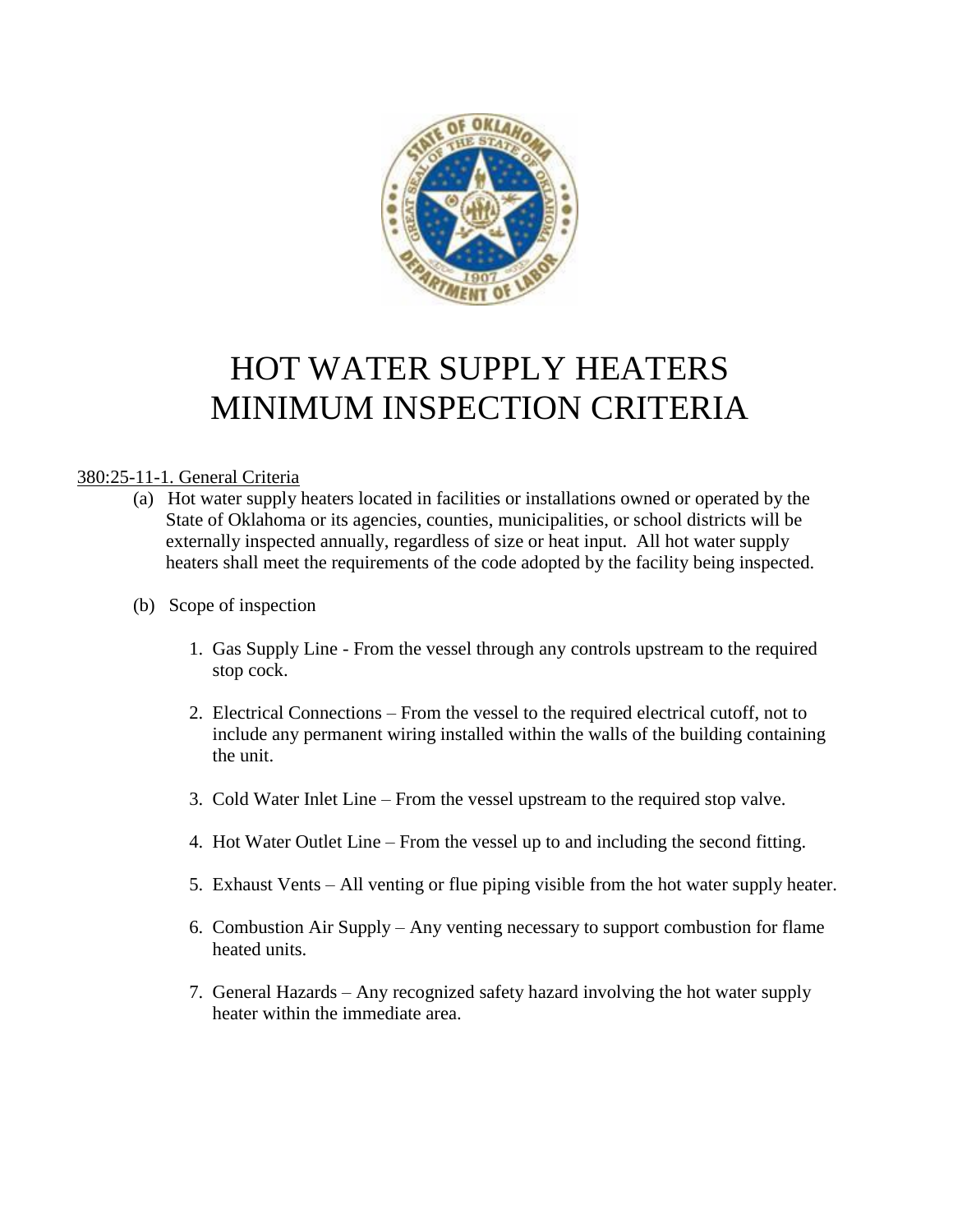# HOT WATER SUPPLY HEATERS MINIMUM INSPECTION CRITERIA

380:25-11-1. General Criteria

(a) Hot water supply heaters located in facilities or installations owned or operated by the State of Oklahoma or its agencies, counties, municipalities, or school districts will be externally inspected annually, regardless of size or heat input. All hot water supply heaters shall meet the requirements of the code adopted by the facility being inspected.

(b) Scope of inspection

1. Gas Supply Line - From the vessel through any controls upstream to the required stop cock.

2. Electrical Connections – From the vessel to the required electrical cutoff, not to include any permanent wiring installed within the walls of the building containing the unit.

3. Cold Water Inlet Line – From the vessel upstream to the required stop valve.

4. Hot Water Outlet Line – From the vessel up to and including the second fitting.

5. Exhaust Vents – All venting or flue piping visible from the hot water supply heater.

6. Combustion Air Supply – Any venting necessary to support combustion for flame heated units.

7. General Hazards – Any recognized safety hazard involving the hot water supply heater within the immediate area.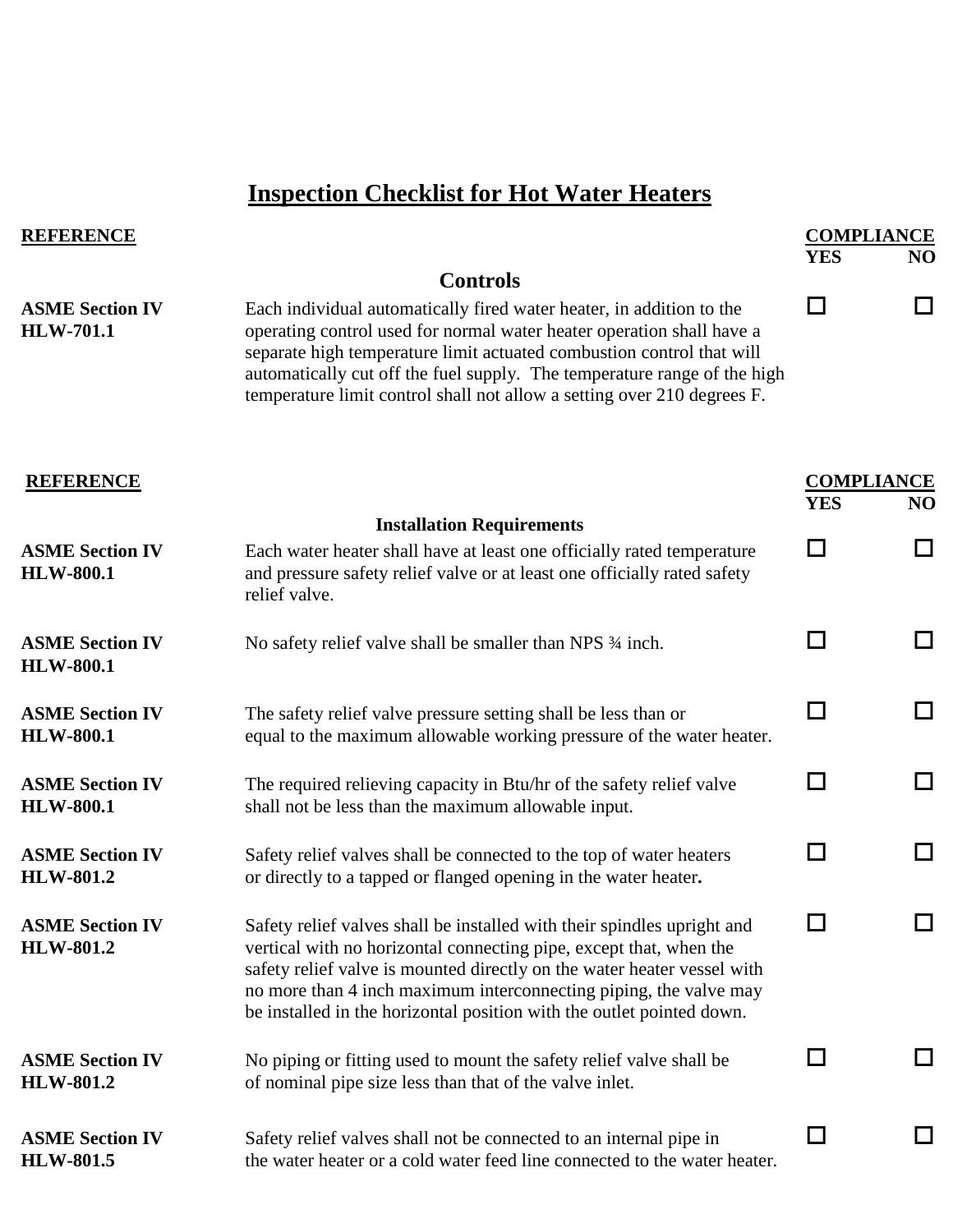# Inspection Checklist for Hot Water Heaters

## Controls

| REFERENCE | | COMPLIANCE YES | COMPLIANCE NO |
|---|---|---|---|
| **ASME Section IV HLW-701.1** | Each individual automatically fired water heater, in addition to the operating control used for normal water heater operation shall have a separate high temperature limit actuated combustion control that will automatically cut off the fuel supply. The temperature range of the high temperature limit control shall not allow a setting over 210 degrees F. | ☐ | ☐ |

## Installation Requirements

| REFERENCE | | COMPLIANCE YES | COMPLIANCE NO |
|---|---|---|---|
| **ASME Section IV HLW-800.1** | Each water heater shall have at least one officially rated temperature and pressure safety relief valve or at least one officially rated safety relief valve. | ☐ | ☐ |
| **ASME Section IV HLW-800.1** | No safety relief valve shall be smaller than NPS ¾ inch. | ☐ | ☐ |
| **ASME Section IV HLW-800.1** | The safety relief valve pressure setting shall be less than or equal to the maximum allowable working pressure of the water heater. | ☐ | ☐ |
| **ASME Section IV HLW-800.1** | The required relieving capacity in Btu/hr of the safety relief valve shall not be less than the maximum allowable input. | ☐ | ☐ |
| **ASME Section IV HLW-801.2** | Safety relief valves shall be connected to the top of water heaters or directly to a tapped or flanged opening in the water heater**.** | ☐ | ☐ |
| **ASME Section IV HLW-801.2** | Safety relief valves shall be installed with their spindles upright and vertical with no horizontal connecting pipe, except that, when the safety relief valve is mounted directly on the water heater vessel with no more than 4 inch maximum interconnecting piping, the valve may be installed in the horizontal position with the outlet pointed down. | ☐ | ☐ |
| **ASME Section IV HLW-801.2** | No piping or fitting used to mount the safety relief valve shall be of nominal pipe size less than that of the valve inlet. | ☐ | ☐ |
| **ASME Section IV HLW-801.5** | Safety relief valves shall not be connected to an internal pipe in the water heater or a cold water feed line connected to the water heater. | ☐ | ☐ |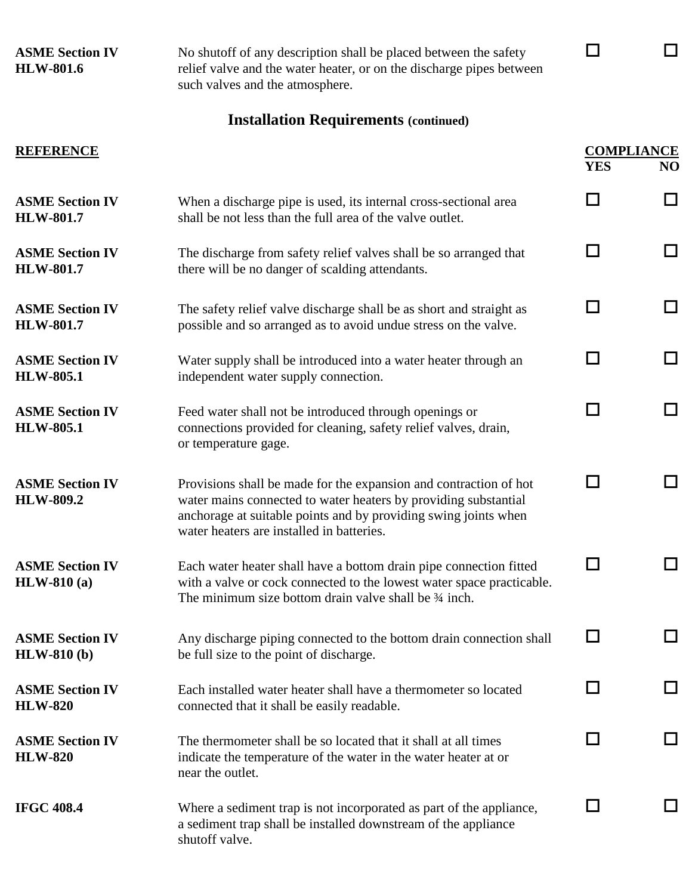| | | | |
|---|---|---|---|
| **ASME Section IV HLW-801.6** | No shutoff of any description shall be placed between the safety relief valve and the water heater, or on the discharge pipes between such valves and the atmosphere. | ☐ | ☐ |

## Installation Requirements (continued)

| REFERENCE | | COMPLIANCE YES | NO |
|---|---|---|---|
| **ASME Section IV HLW-801.7** | When a discharge pipe is used, its internal cross-sectional area shall be not less than the full area of the valve outlet. | ☐ | ☐ |
| **ASME Section IV HLW-801.7** | The discharge from safety relief valves shall be so arranged that there will be no danger of scalding attendants. | ☐ | ☐ |
| **ASME Section IV HLW-801.7** | The safety relief valve discharge shall be as short and straight as possible and so arranged as to avoid undue stress on the valve. | ☐ | ☐ |
| **ASME Section IV HLW-805.1** | Water supply shall be introduced into a water heater through an independent water supply connection. | ☐ | ☐ |
| **ASME Section IV HLW-805.1** | Feed water shall not be introduced through openings or connections provided for cleaning, safety relief valves, drain, or temperature gage. | ☐ | ☐ |
| **ASME Section IV HLW-809.2** | Provisions shall be made for the expansion and contraction of hot water mains connected to water heaters by providing substantial anchorage at suitable points and by providing swing joints when water heaters are installed in batteries. | ☐ | ☐ |
| **ASME Section IV HLW-810 (a)** | Each water heater shall have a bottom drain pipe connection fitted with a valve or cock connected to the lowest water space practicable. The minimum size bottom drain valve shall be ¾ inch. | ☐ | ☐ |
| **ASME Section IV HLW-810 (b)** | Any discharge piping connected to the bottom drain connection shall be full size to the point of discharge. | ☐ | ☐ |
| **ASME Section IV HLW-820** | Each installed water heater shall have a thermometer so located connected that it shall be easily readable. | ☐ | ☐ |
| **ASME Section IV HLW-820** | The thermometer shall be so located that it shall at all times indicate the temperature of the water in the water heater at or near the outlet. | ☐ | ☐ |
| **IFGC 408.4** | Where a sediment trap is not incorporated as part of the appliance, a sediment trap shall be installed downstream of the appliance shutoff valve. | ☐ | ☐ |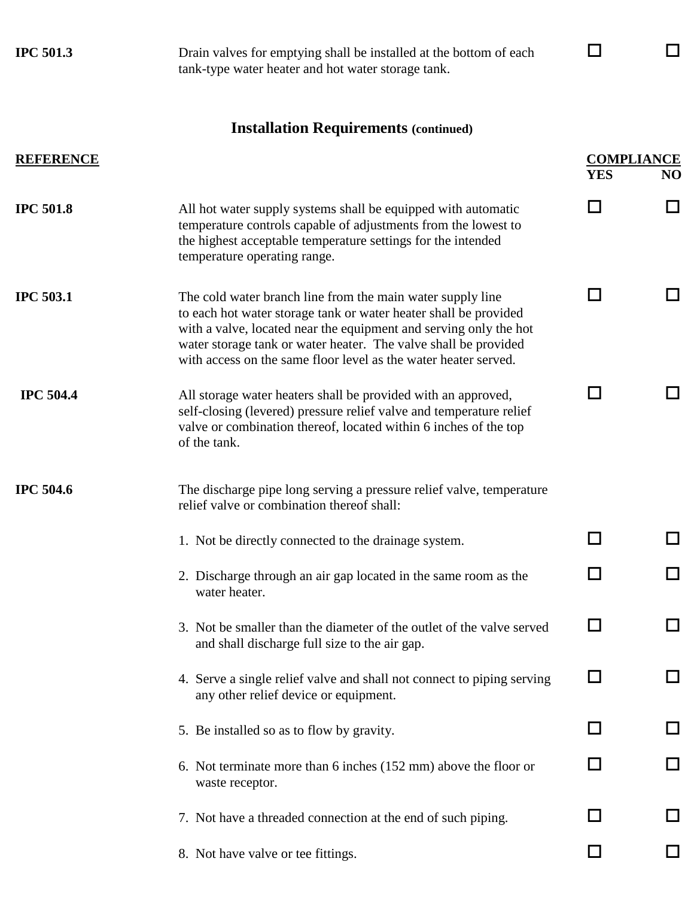| | | | |
|---|---|---|---|
| **IPC 501.3** | Drain valves for emptying shall be installed at the bottom of each tank-type water heater and hot water storage tank. | ☐ | ☐ |

## Installation Requirements (continued)

| REFERENCE | | COMPLIANCE YES | NO |
|---|---|---|---|
| **IPC 501.8** | All hot water supply systems shall be equipped with automatic temperature controls capable of adjustments from the lowest to the highest acceptable temperature settings for the intended temperature operating range. | ☐ | ☐ |
| **IPC 503.1** | The cold water branch line from the main water supply line to each hot water storage tank or water heater shall be provided with a valve, located near the equipment and serving only the hot water storage tank or water heater. The valve shall be provided with access on the same floor level as the water heater served. | ☐ | ☐ |
| **IPC 504.4** | All storage water heaters shall be provided with an approved, self-closing (levered) pressure relief valve and temperature relief valve or combination thereof, located within 6 inches of the top of the tank. | ☐ | ☐ |
| **IPC 504.6** | The discharge pipe long serving a pressure relief valve, temperature relief valve or combination thereof shall: | | |
| | 1. Not be directly connected to the drainage system. | ☐ | ☐ |
| | 2. Discharge through an air gap located in the same room as the water heater. | ☐ | ☐ |
| | 3. Not be smaller than the diameter of the outlet of the valve served and shall discharge full size to the air gap. | ☐ | ☐ |
| | 4. Serve a single relief valve and shall not connect to piping serving any other relief device or equipment. | ☐ | ☐ |
| | 5. Be installed so as to flow by gravity. | ☐ | ☐ |
| | 6. Not terminate more than 6 inches (152 mm) above the floor or waste receptor. | ☐ | ☐ |
| | 7. Not have a threaded connection at the end of such piping. | ☐ | ☐ |
| | 8. Not have valve or tee fittings. | ☐ | ☐ |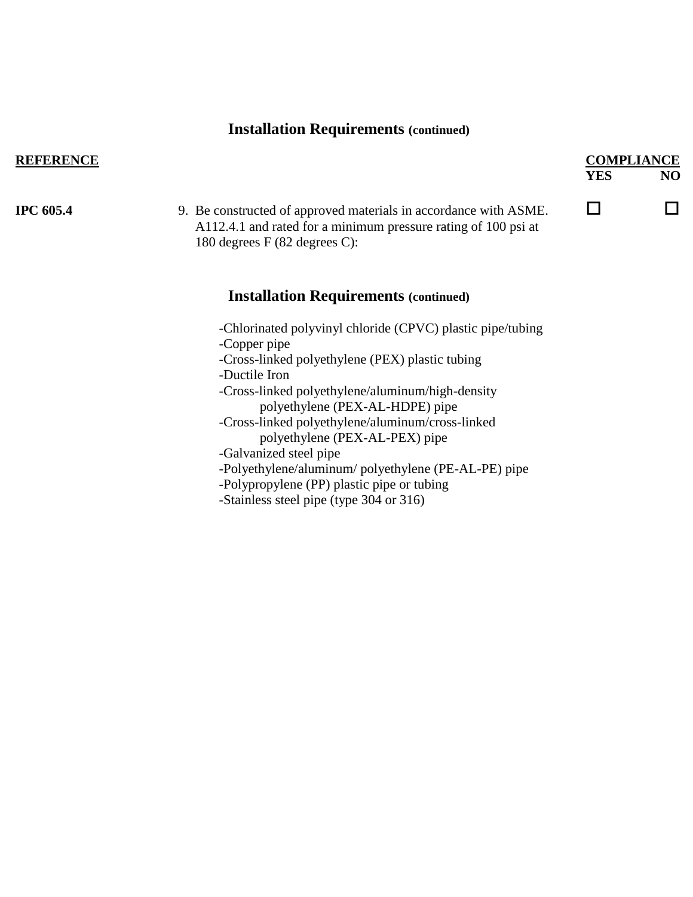## Installation Requirements (continued)

| REFERENCE | | COMPLIANCE YES | NO |
|---|---|---|---|
| **IPC 605.4** | 9. Be constructed of approved materials in accordance with ASME. A112.4.1 and rated for a minimum pressure rating of 100 psi at 180 degrees F (82 degrees C): | ☐ | ☐ |

## Installation Requirements (continued)

-Chlorinated polyvinyl chloride (CPVC) plastic pipe/tubing
-Copper pipe
-Cross-linked polyethylene (PEX) plastic tubing
-Ductile Iron
-Cross-linked polyethylene/aluminum/high-density polyethylene (PEX-AL-HDPE) pipe
-Cross-linked polyethylene/aluminum/cross-linked polyethylene (PEX-AL-PEX) pipe
-Galvanized steel pipe
-Polyethylene/aluminum/ polyethylene (PE-AL-PE) pipe
-Polypropylene (PP) plastic pipe or tubing
-Stainless steel pipe (type 304 or 316)